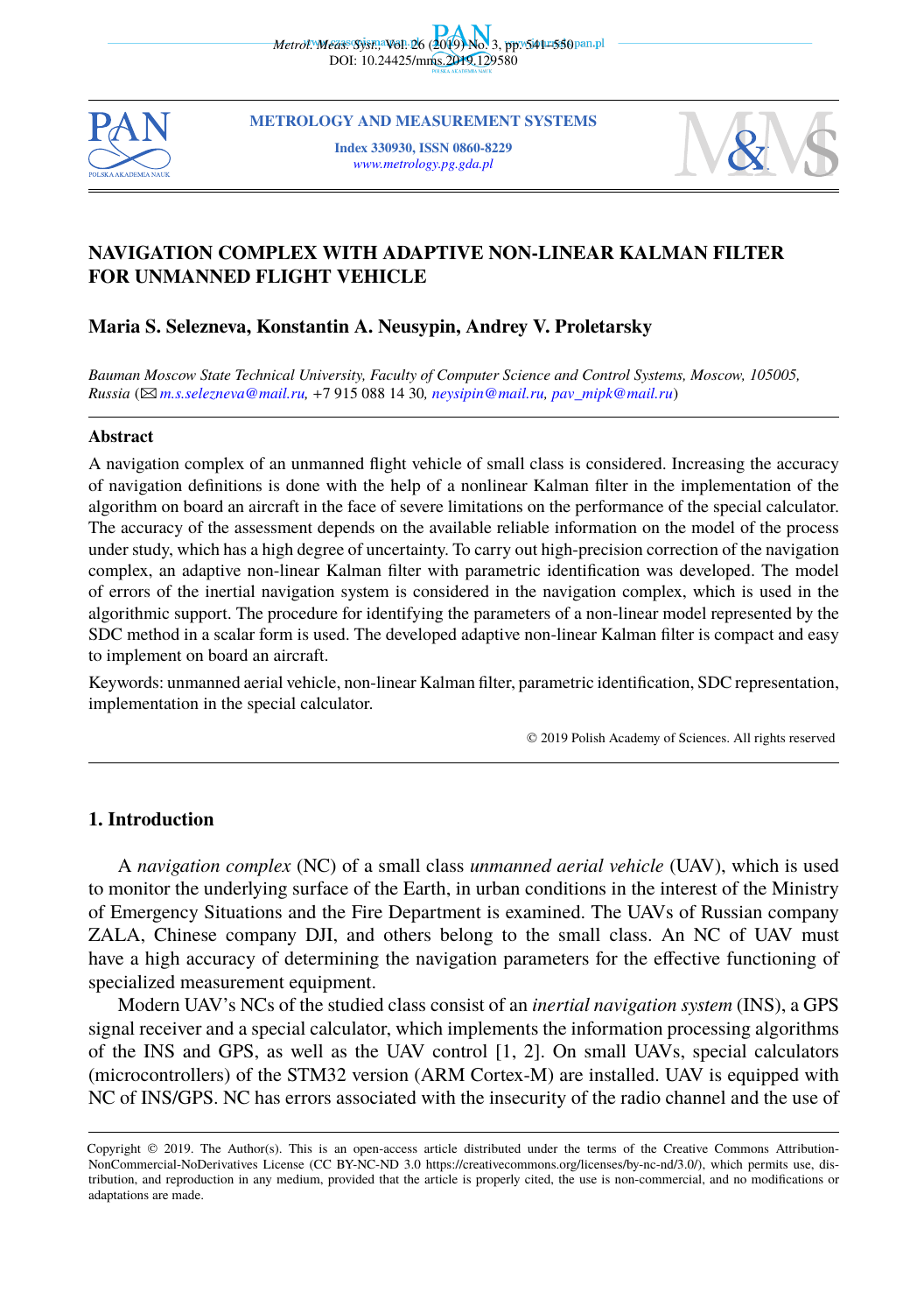# NAVIGATION COMPLEX WITH ADAPTIVE NON-LINEAR KALMAN FILTER FOR UNMANNED FLIGHT VEHICLE

**Maria S. Selezneva, Konstantin A. Neusypin, Andrey V. Proletarsky**

*Bauman Moscow State Technical University, Faculty of Computer Science and Control Systems, Moscow, 105005, Russia* (✉ *m.s.selezneva@mail.ru,* +7 915 088 14 30, *neysipin@mail.ru, pav_mipk@mail.ru*)

## Abstract

A navigation complex of an unmanned flight vehicle of small class is considered. Increasing the accuracy of navigation definitions is done with the help of a nonlinear Kalman filter in the implementation of the algorithm on board an aircraft in the face of severe limitations on the performance of the special calculator. The accuracy of the assessment depends on the available reliable information on the model of the process under study, which has a high degree of uncertainty. To carry out high-precision correction of the navigation complex, an adaptive non-linear Kalman filter with parametric identification was developed. The model of errors of the inertial navigation system is considered in the navigation complex, which is used in the algorithmic support. The procedure for identifying the parameters of a non-linear model represented by the SDC method in a scalar form is used. The developed adaptive non-linear Kalman filter is compact and easy to implement on board an aircraft.

Keywords: unmanned aerial vehicle, non-linear Kalman filter, parametric identification, SDC representation, implementation in the special calculator.

© 2019 Polish Academy of Sciences. All rights reserved

## 1. Introduction

A *navigation complex* (NC) of a small class *unmanned aerial vehicle* (UAV), which is used to monitor the underlying surface of the Earth, in urban conditions in the interest of the Ministry of Emergency Situations and the Fire Department is examined. The UAVs of Russian company ZALA, Chinese company DJI, and others belong to the small class. An NC of UAV must have a high accuracy of determining the navigation parameters for the effective functioning of specialized measurement equipment.

Modern UAV's NCs of the studied class consist of an *inertial navigation system* (INS), a GPS signal receiver and a special calculator, which implements the information processing algorithms of the INS and GPS, as well as the UAV control [1, 2]. On small UAVs, special calculators (microcontrollers) of the STM32 version (ARM Cortex-M) are installed. UAV is equipped with NC of INS/GPS. NC has errors associated with the insecurity of the radio channel and the use of

Copyright © 2019. The Author(s). This is an open-access article distributed under the terms of the Creative Commons Attribution-NonCommercial-NoDerivatives License (CC BY-NC-ND 3.0 https://creativecommons.org/licenses/by-nc-nd/3.0/), which permits use, distribution, and reproduction in any medium, provided that the article is properly cited, the use is non-commercial, and no modifications or adaptations are made.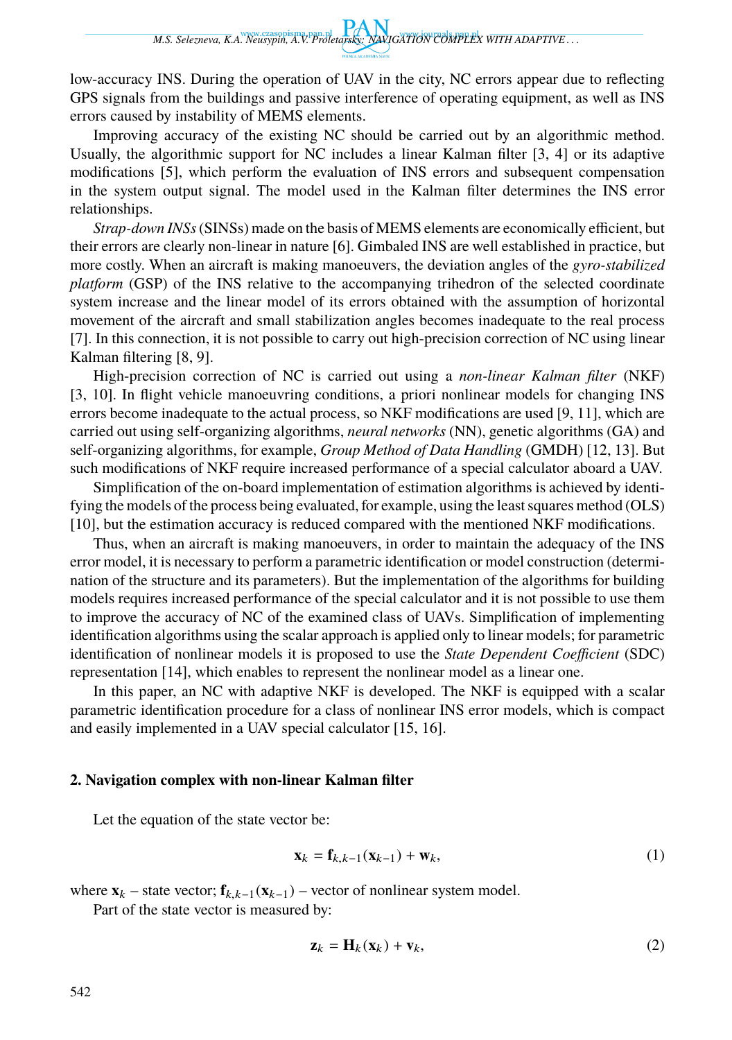low-accuracy INS. During the operation of UAV in the city, NC errors appear due to reflecting GPS signals from the buildings and passive interference of operating equipment, as well as INS errors caused by instability of MEMS elements.

Improving accuracy of the existing NC should be carried out by an algorithmic method. Usually, the algorithmic support for NC includes a linear Kalman filter [3, 4] or its adaptive modifications [5], which perform the evaluation of INS errors and subsequent compensation in the system output signal. The model used in the Kalman filter determines the INS error relationships.

*Strap-down INSs* (SINSs) made on the basis of MEMS elements are economically efficient, but their errors are clearly non-linear in nature [6]. Gimbaled INS are well established in practice, but more costly. When an aircraft is making manoeuvers, the deviation angles of the *gyro-stabilized platform* (GSP) of the INS relative to the accompanying trihedron of the selected coordinate system increase and the linear model of its errors obtained with the assumption of horizontal movement of the aircraft and small stabilization angles becomes inadequate to the real process [7]. In this connection, it is not possible to carry out high-precision correction of NC using linear Kalman filtering [8, 9].

High-precision correction of NC is carried out using a *non-linear Kalman filter* (NKF) [3, 10]. In flight vehicle manoeuvring conditions, a priori nonlinear models for changing INS errors become inadequate to the actual process, so NKF modifications are used [9, 11], which are carried out using self-organizing algorithms, *neural networks* (NN), genetic algorithms (GA) and self-organizing algorithms, for example, *Group Method of Data Handling* (GMDH) [12, 13]. But such modifications of NKF require increased performance of a special calculator aboard a UAV.

Simplification of the on-board implementation of estimation algorithms is achieved by identifying the models of the process being evaluated, for example, using the least squares method (OLS) [10], but the estimation accuracy is reduced compared with the mentioned NKF modifications.

Thus, when an aircraft is making manoeuvers, in order to maintain the adequacy of the INS error model, it is necessary to perform a parametric identification or model construction (determination of the structure and its parameters). But the implementation of the algorithms for building models requires increased performance of the special calculator and it is not possible to use them to improve the accuracy of NC of the examined class of UAVs. Simplification of implementing identification algorithms using the scalar approach is applied only to linear models; for parametric identification of nonlinear models it is proposed to use the *State Dependent Coefficient* (SDC) representation [14], which enables to represent the nonlinear model as a linear one.

In this paper, an NC with adaptive NKF is developed. The NKF is equipped with a scalar parametric identification procedure for a class of nonlinear INS error models, which is compact and easily implemented in a UAV special calculator [15, 16].

## 2. Navigation complex with non-linear Kalman filter

Let the equation of the state vector be:

$$\mathbf{x}_k = \mathbf{f}_{k,k-1}(\mathbf{x}_{k-1}) + \mathbf{w}_k, \tag{1}$$

where $\mathbf{x}_k$ – state vector; $\mathbf{f}_{k,k-1}(\mathbf{x}_{k-1})$ – vector of nonlinear system model.

Part of the state vector is measured by:

$$\mathbf{z}_k = \mathbf{H}_k(\mathbf{x}_k) + \mathbf{v}_k, \tag{2}$$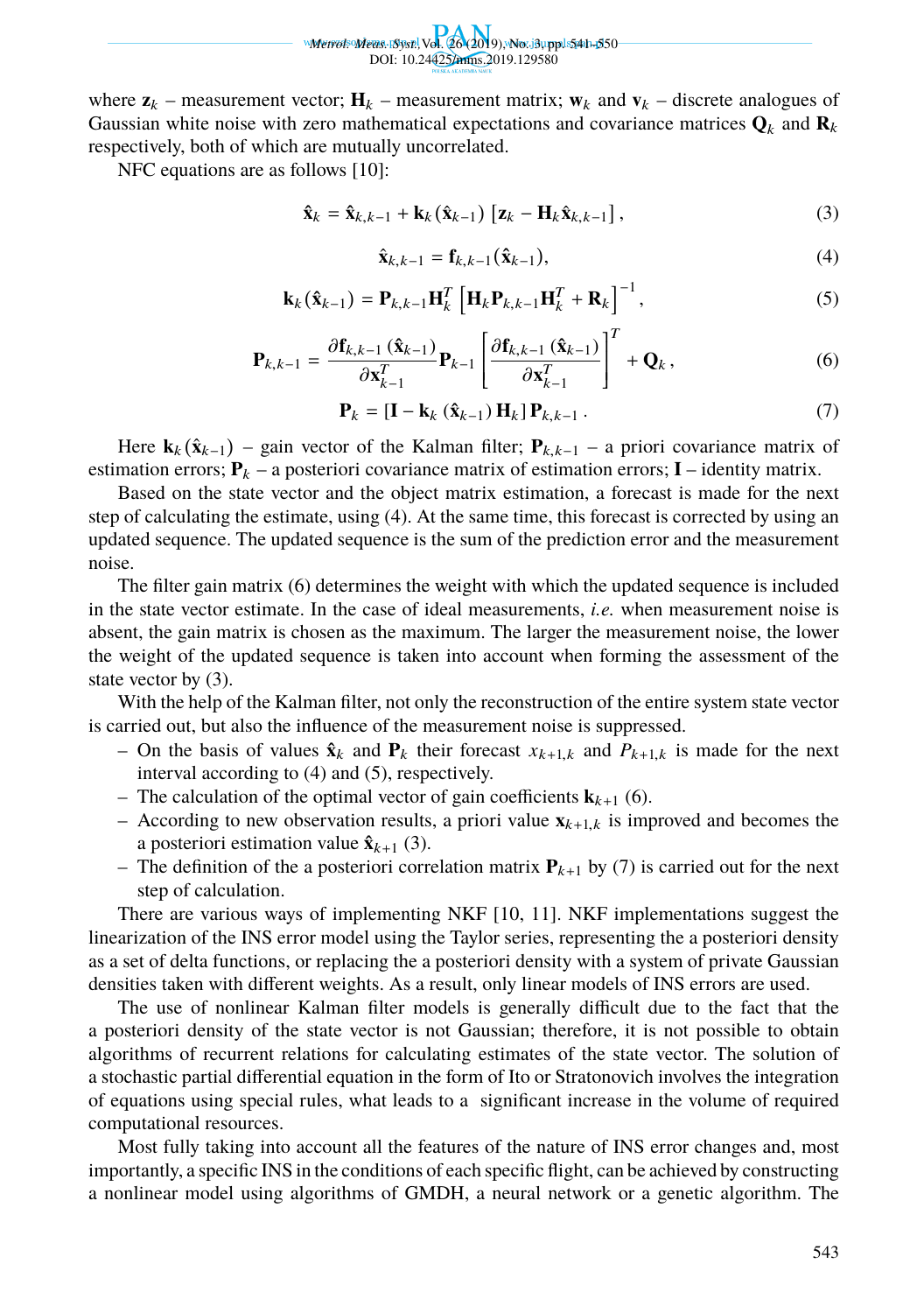where $\mathbf{z}_k$ – measurement vector; $\mathbf{H}_k$ – measurement matrix; $\mathbf{w}_k$ and $\mathbf{v}_k$ – discrete analogues of Gaussian white noise with zero mathematical expectations and covariance matrices $\mathbf{Q}_k$ and $\mathbf{R}_k$ respectively, both of which are mutually uncorrelated.

NFC equations are as follows [10]:

$$\hat{\mathbf{x}}_k = \hat{\mathbf{x}}_{k,k-1} + \mathbf{k}_k(\hat{\mathbf{x}}_{k-1})\left[\mathbf{z}_k - \mathbf{H}_k\hat{\mathbf{x}}_{k,k-1}\right], \tag{3}$$

$$\hat{\mathbf{x}}_{k,k-1} = \mathbf{f}_{k,k-1}(\hat{\mathbf{x}}_{k-1}), \tag{4}$$

$$\mathbf{k}_k(\hat{\mathbf{x}}_{k-1}) = \mathbf{P}_{k,k-1}\mathbf{H}_k^T\left[\mathbf{H}_k\mathbf{P}_{k,k-1}\mathbf{H}_k^T + \mathbf{R}_k\right]^{-1}, \tag{5}$$

$$\mathbf{P}_{k,k-1} = \frac{\partial\mathbf{f}_{k,k-1}(\hat{\mathbf{x}}_{k-1})}{\partial\mathbf{x}_{k-1}^T}\mathbf{P}_{k-1}\left[\frac{\partial\mathbf{f}_{k,k-1}(\hat{\mathbf{x}}_{k-1})}{\partial\mathbf{x}_{k-1}^T}\right]^T + \mathbf{Q}_k, \tag{6}$$

$$\mathbf{P}_k = \left[\mathbf{I} - \mathbf{k}_k(\hat{\mathbf{x}}_{k-1})\mathbf{H}_k\right]\mathbf{P}_{k,k-1}. \tag{7}$$

Here $\mathbf{k}_k(\hat{\mathbf{x}}_{k-1})$ – gain vector of the Kalman filter; $\mathbf{P}_{k,k-1}$ – a priori covariance matrix of estimation errors; $\mathbf{P}_k$ – a posteriori covariance matrix of estimation errors; $\mathbf{I}$ – identity matrix.

Based on the state vector and the object matrix estimation, a forecast is made for the next step of calculating the estimate, using (4). At the same time, this forecast is corrected by using an updated sequence. The updated sequence is the sum of the prediction error and the measurement noise.

The filter gain matrix (6) determines the weight with which the updated sequence is included in the state vector estimate. In the case of ideal measurements, *i.e.* when measurement noise is absent, the gain matrix is chosen as the maximum. The larger the measurement noise, the lower the weight of the updated sequence is taken into account when forming the assessment of the state vector by (3).

With the help of the Kalman filter, not only the reconstruction of the entire system state vector is carried out, but also the influence of the measurement noise is suppressed.

- On the basis of values $\hat{\mathbf{x}}_k$ and $\mathbf{P}_k$ their forecast $x_{k+1,k}$ and $P_{k+1,k}$ is made for the next interval according to (4) and (5), respectively.
- The calculation of the optimal vector of gain coefficients $\mathbf{k}_{k+1}$ (6).
- According to new observation results, a priori value $\mathbf{x}_{k+1,k}$ is improved and becomes the a posteriori estimation value $\hat{\mathbf{x}}_{k+1}$ (3).
- The definition of the a posteriori correlation matrix $\mathbf{P}_{k+1}$ by (7) is carried out for the next step of calculation.

There are various ways of implementing NKF [10, 11]. NKF implementations suggest the linearization of the INS error model using the Taylor series, representing the a posteriori density as a set of delta functions, or replacing the a posteriori density with a system of private Gaussian densities taken with different weights. As a result, only linear models of INS errors are used.

The use of nonlinear Kalman filter models is generally difficult due to the fact that the a posteriori density of the state vector is not Gaussian; therefore, it is not possible to obtain algorithms of recurrent relations for calculating estimates of the state vector. The solution of a stochastic partial differential equation in the form of Ito or Stratonovich involves the integration of equations using special rules, what leads to a significant increase in the volume of required computational resources.

Most fully taking into account all the features of the nature of INS error changes and, most importantly, a specific INS in the conditions of each specific flight, can be achieved by constructing a nonlinear model using algorithms of GMDH, a neural network or a genetic algorithm. The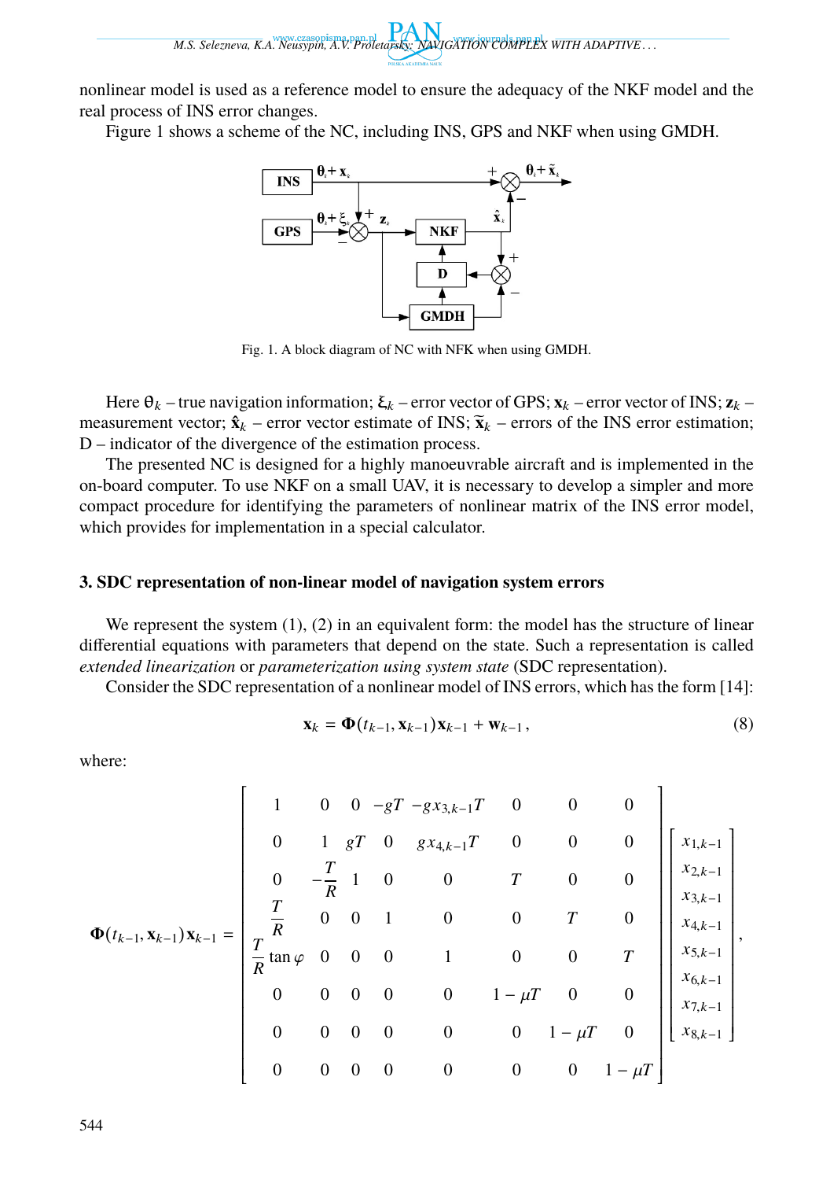nonlinear model is used as a reference model to ensure the adequacy of the NKF model and the real process of INS error changes.

Figure 1 shows a scheme of the NC, including INS, GPS and NKF when using GMDH.

Fig. 1. A block diagram of NC with NFK when using GMDH.

Here $\theta_k$ – true navigation information; $\xi_k$ – error vector of GPS; $\mathbf{x}_k$ – error vector of INS; $\mathbf{z}_k$ – measurement vector; $\hat{\mathbf{x}}_k$ – error vector estimate of INS; $\tilde{\mathbf{x}}_k$ – errors of the INS error estimation; D – indicator of the divergence of the estimation process.

The presented NC is designed for a highly manoeuvrable aircraft and is implemented in the on-board computer. To use NKF on a small UAV, it is necessary to develop a simpler and more compact procedure for identifying the parameters of nonlinear matrix of the INS error model, which provides for implementation in a special calculator.

### 3. SDC representation of non-linear model of navigation system errors

We represent the system (1), (2) in an equivalent form: the model has the structure of linear differential equations with parameters that depend on the state. Such a representation is called *extended linearization* or *parameterization using system state* (SDC representation).

Consider the SDC representation of a nonlinear model of INS errors, which has the form [14]:

$$\mathbf{x}_k = \mathbf{\Phi}(t_{k-1}, \mathbf{x}_{k-1})\mathbf{x}_{k-1} + \mathbf{w}_{k-1}, \tag{8}$$

where:

$$\mathbf{\Phi}(t_{k-1}, \mathbf{x}_{k-1})\mathbf{x}_{k-1} = \begin{bmatrix} 1 & 0 & 0 & -gT & -gx_{3,k-1}T & 0 & 0 & 0 \\ 0 & 1 & gT & 0 & gx_{4,k-1}T & 0 & 0 & 0 \\ 0 & -\dfrac{T}{R} & 1 & 0 & 0 & T & 0 & 0 \\ \dfrac{T}{R} & 0 & 0 & 1 & 0 & 0 & T & 0 \\ \dfrac{T}{R}\tan\varphi & 0 & 0 & 0 & 1 & 0 & 0 & T \\ 0 & 0 & 0 & 0 & 0 & 1-\mu T & 0 & 0 \\ 0 & 0 & 0 & 0 & 0 & 0 & 1-\mu T & 0 \\ 0 & 0 & 0 & 0 & 0 & 0 & 0 & 1-\mu T \end{bmatrix} \begin{bmatrix} x_{1,k-1} \\ x_{2,k-1} \\ x_{3,k-1} \\ x_{4,k-1} \\ x_{5,k-1} \\ x_{6,k-1} \\ x_{7,k-1} \\ x_{8,k-1} \end{bmatrix},$$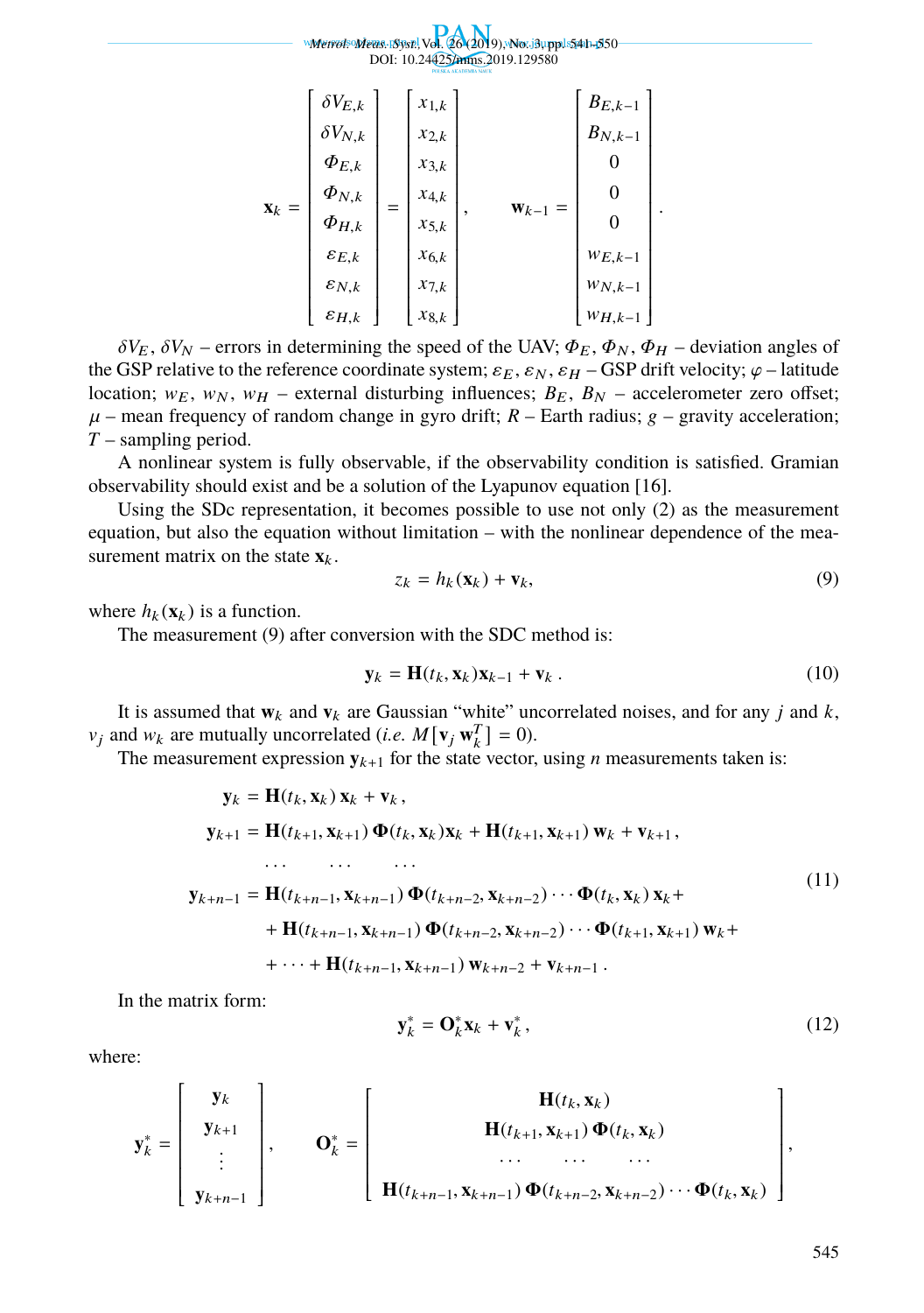$$\mathbf{x}_k = \begin{bmatrix} \delta V_{E,k} \\ \delta V_{N,k} \\ \Phi_{E,k} \\ \Phi_{N,k} \\ \Phi_{H,k} \\ \varepsilon_{E,k} \\ \varepsilon_{N,k} \\ \varepsilon_{H,k} \end{bmatrix} = \begin{bmatrix} x_{1,k} \\ x_{2,k} \\ x_{3,k} \\ x_{4,k} \\ x_{5,k} \\ x_{6,k} \\ x_{7,k} \\ x_{8,k} \end{bmatrix}, \qquad \mathbf{w}_{k-1} = \begin{bmatrix} B_{E,k-1} \\ B_{N,k-1} \\ 0 \\ 0 \\ 0 \\ w_{E,k-1} \\ w_{N,k-1} \\ w_{H,k-1} \end{bmatrix}.$$

$\delta V_E$, $\delta V_N$ – errors in determining the speed of the UAV; $\Phi_E$, $\Phi_N$, $\Phi_H$ – deviation angles of the GSP relative to the reference coordinate system; $\varepsilon_E$, $\varepsilon_N$, $\varepsilon_H$ – GSP drift velocity; $\varphi$ – latitude location; $w_E$, $w_N$, $w_H$ – external disturbing influences; $B_E$, $B_N$ – accelerometer zero offset; $\mu$ – mean frequency of random change in gyro drift; $R$ – Earth radius; $g$ – gravity acceleration; $T$ – sampling period.

A nonlinear system is fully observable, if the observability condition is satisfied. Gramian observability should exist and be a solution of the Lyapunov equation [16].

Using the SDc representation, it becomes possible to use not only (2) as the measurement equation, but also the equation without limitation – with the nonlinear dependence of the measurement matrix on the state $\mathbf{x}_k$.

$$z_k = h_k(\mathbf{x}_k) + \mathbf{v}_k, \tag{9}$$

where $h_k(\mathbf{x}_k)$ is a function.

The measurement (9) after conversion with the SDC method is:

$$\mathbf{y}_k = \mathbf{H}(t_k, \mathbf{x}_k)\mathbf{x}_{k-1} + \mathbf{v}_k\,. \tag{10}$$

It is assumed that $\mathbf{w}_k$ and $\mathbf{v}_k$ are Gaussian “white” uncorrelated noises, and for any $j$ and $k$, $v_j$ and $w_k$ are mutually uncorrelated (*i.e.* $M[\mathbf{v}_j\,\mathbf{w}_k^T] = 0$).

The measurement expression $\mathbf{y}_{k+1}$ for the state vector, using $n$ measurements taken is:

$$\begin{aligned}
\mathbf{y}_k &= \mathbf{H}(t_k, \mathbf{x}_k)\,\mathbf{x}_k + \mathbf{v}_k\,, \\
\mathbf{y}_{k+1} &= \mathbf{H}(t_{k+1}, \mathbf{x}_{k+1})\,\mathbf{\Phi}(t_k, \mathbf{x}_k)\mathbf{x}_k + \mathbf{H}(t_{k+1}, \mathbf{x}_{k+1})\,\mathbf{w}_k + \mathbf{v}_{k+1}\,, \\
&\quad \ldots \qquad \ldots \qquad \ldots \\
\mathbf{y}_{k+n-1} &= \mathbf{H}(t_{k+n-1}, \mathbf{x}_{k+n-1})\,\mathbf{\Phi}(t_{k+n-2}, \mathbf{x}_{k+n-2})\cdots\mathbf{\Phi}(t_k, \mathbf{x}_k)\,\mathbf{x}_k + \\
&\quad + \mathbf{H}(t_{k+n-1}, \mathbf{x}_{k+n-1})\,\mathbf{\Phi}(t_{k+n-2}, \mathbf{x}_{k+n-2})\cdots\mathbf{\Phi}(t_{k+1}, \mathbf{x}_{k+1})\,\mathbf{w}_k + \\
&\quad + \cdots + \mathbf{H}(t_{k+n-1}, \mathbf{x}_{k+n-1})\,\mathbf{w}_{k+n-2} + \mathbf{v}_{k+n-1}\,.
\end{aligned} \tag{11}$$

In the matrix form:

$$\mathbf{y}_k^* = \mathbf{O}_k^*\mathbf{x}_k + \mathbf{v}_k^*\,, \tag{12}$$

where:

$$\mathbf{y}_k^* = \begin{bmatrix} \mathbf{y}_k \\ \mathbf{y}_{k+1} \\ \vdots \\ \mathbf{y}_{k+n-1} \end{bmatrix}, \qquad \mathbf{O}_k^* = \begin{bmatrix} \mathbf{H}(t_k, \mathbf{x}_k) \\ \mathbf{H}(t_{k+1}, \mathbf{x}_{k+1})\,\mathbf{\Phi}(t_k, \mathbf{x}_k) \\ \ldots \quad \ldots \quad \ldots \\ \mathbf{H}(t_{k+n-1}, \mathbf{x}_{k+n-1})\,\mathbf{\Phi}(t_{k+n-2}, \mathbf{x}_{k+n-2})\cdots\mathbf{\Phi}(t_k, \mathbf{x}_k) \end{bmatrix},$$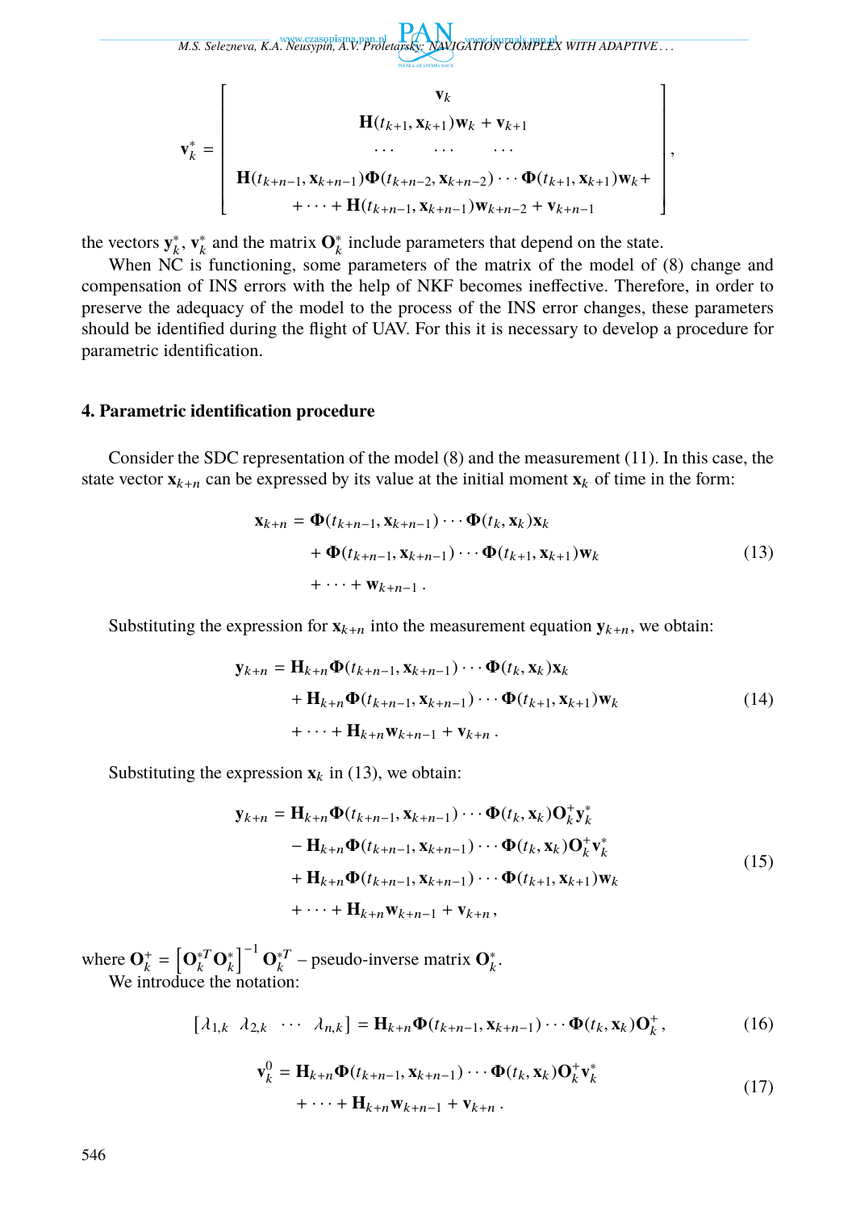$$\mathbf{v}_k^* = \begin{bmatrix} \mathbf{v}_k \\ \mathbf{H}(t_{k+1}, \mathbf{x}_{k+1})\mathbf{w}_k + \mathbf{v}_{k+1} \\ \cdots \quad \cdots \quad \cdots \\ \mathbf{H}(t_{k+n-1}, \mathbf{x}_{k+n-1})\boldsymbol{\Phi}(t_{k+n-2}, \mathbf{x}_{k+n-2}) \cdots \boldsymbol{\Phi}(t_{k+1}, \mathbf{x}_{k+1})\mathbf{w}_k + \\ + \cdots + \mathbf{H}(t_{k+n-1}, \mathbf{x}_{k+n-1})\mathbf{w}_{k+n-2} + \mathbf{v}_{k+n-1} \end{bmatrix},$$

the vectors $\mathbf{y}_k^*$, $\mathbf{v}_k^*$ and the matrix $\mathbf{O}_k^*$ include parameters that depend on the state.

When NC is functioning, some parameters of the matrix of the model of (8) change and compensation of INS errors with the help of NKF becomes ineffective. Therefore, in order to preserve the adequacy of the model to the process of the INS error changes, these parameters should be identified during the flight of UAV. For this it is necessary to develop a procedure for parametric identification.

## 4. Parametric identification procedure

Consider the SDC representation of the model (8) and the measurement (11). In this case, the state vector $\mathbf{x}_{k+n}$ can be expressed by its value at the initial moment $\mathbf{x}_k$ of time in the form:

$$\begin{aligned} \mathbf{x}_{k+n} = {} & \boldsymbol{\Phi}(t_{k+n-1}, \mathbf{x}_{k+n-1}) \cdots \boldsymbol{\Phi}(t_k, \mathbf{x}_k)\mathbf{x}_k \\ & + \boldsymbol{\Phi}(t_{k+n-1}, \mathbf{x}_{k+n-1}) \cdots \boldsymbol{\Phi}(t_{k+1}, \mathbf{x}_{k+1})\mathbf{w}_k \\ & + \cdots + \mathbf{w}_{k+n-1} . \end{aligned} \tag{13}$$

Substituting the expression for $\mathbf{x}_{k+n}$ into the measurement equation $\mathbf{y}_{k+n}$, we obtain:

$$\begin{aligned} \mathbf{y}_{k+n} = {} & \mathbf{H}_{k+n}\boldsymbol{\Phi}(t_{k+n-1}, \mathbf{x}_{k+n-1}) \cdots \boldsymbol{\Phi}(t_k, \mathbf{x}_k)\mathbf{x}_k \\ & + \mathbf{H}_{k+n}\boldsymbol{\Phi}(t_{k+n-1}, \mathbf{x}_{k+n-1}) \cdots \boldsymbol{\Phi}(t_{k+1}, \mathbf{x}_{k+1})\mathbf{w}_k \\ & + \cdots + \mathbf{H}_{k+n}\mathbf{w}_{k+n-1} + \mathbf{v}_{k+n} . \end{aligned} \tag{14}$$

Substituting the expression $\mathbf{x}_k$ in (13), we obtain:

$$\begin{aligned} \mathbf{y}_{k+n} = {} & \mathbf{H}_{k+n}\boldsymbol{\Phi}(t_{k+n-1}, \mathbf{x}_{k+n-1}) \cdots \boldsymbol{\Phi}(t_k, \mathbf{x}_k)\mathbf{O}_k^+\mathbf{y}_k^* \\ & - \mathbf{H}_{k+n}\boldsymbol{\Phi}(t_{k+n-1}, \mathbf{x}_{k+n-1}) \cdots \boldsymbol{\Phi}(t_k, \mathbf{x}_k)\mathbf{O}_k^+\mathbf{v}_k^* \\ & + \mathbf{H}_{k+n}\boldsymbol{\Phi}(t_{k+n-1}, \mathbf{x}_{k+n-1}) \cdots \boldsymbol{\Phi}(t_{k+1}, \mathbf{x}_{k+1})\mathbf{w}_k \\ & + \cdots + \mathbf{H}_{k+n}\mathbf{w}_{k+n-1} + \mathbf{v}_{k+n} , \end{aligned} \tag{15}$$

where $\mathbf{O}_k^+ = \left[\mathbf{O}_k^{*T}\mathbf{O}_k^*\right]^{-1}\mathbf{O}_k^{*T}$ – pseudo-inverse matrix $\mathbf{O}_k^*$.

We introduce the notation:

$$\begin{bmatrix} \lambda_{1,k} & \lambda_{2,k} & \cdots & \lambda_{n,k} \end{bmatrix} = \mathbf{H}_{k+n}\boldsymbol{\Phi}(t_{k+n-1}, \mathbf{x}_{k+n-1}) \cdots \boldsymbol{\Phi}(t_k, \mathbf{x}_k)\mathbf{O}_k^+ , \tag{16}$$

$$\begin{aligned} \mathbf{v}_k^0 = {} & \mathbf{H}_{k+n}\boldsymbol{\Phi}(t_{k+n-1}, \mathbf{x}_{k+n-1}) \cdots \boldsymbol{\Phi}(t_k, \mathbf{x}_k)\mathbf{O}_k^+\mathbf{v}_k^* \\ & + \cdots + \mathbf{H}_{k+n}\mathbf{w}_{k+n-1} + \mathbf{v}_{k+n} . \end{aligned} \tag{17}$$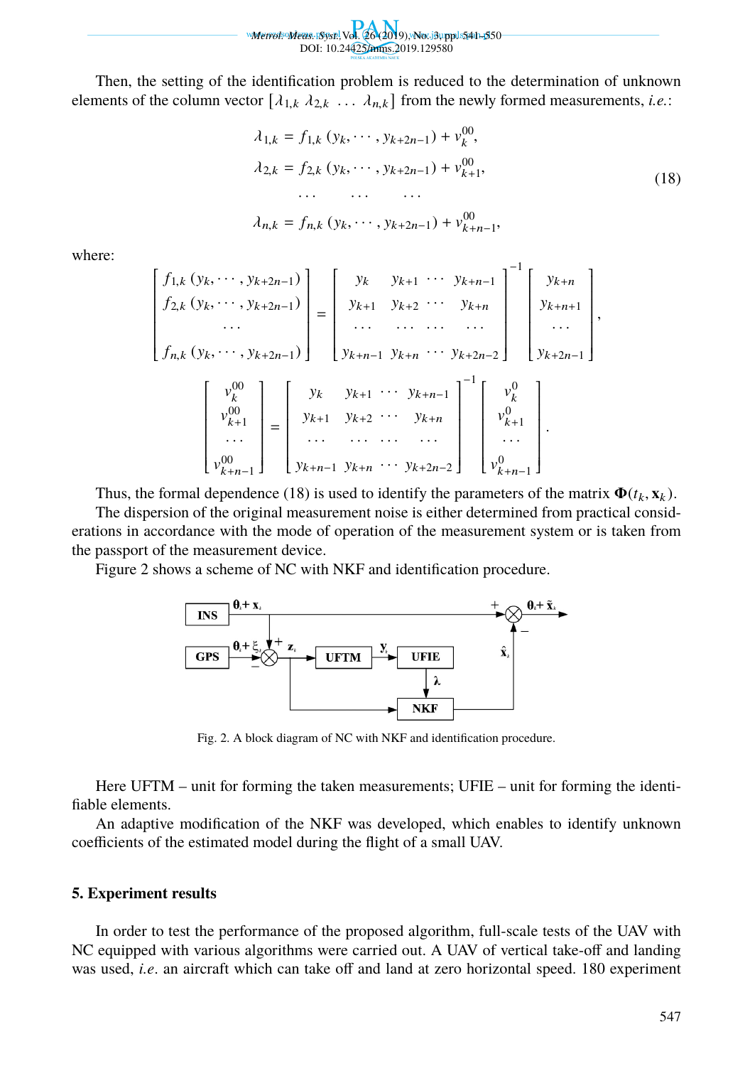Then, the setting of the identification problem is reduced to the determination of unknown elements of the column vector $[\lambda_{1,k}\ \lambda_{2,k}\ \ldots\ \lambda_{n,k}]$ from the newly formed measurements, *i.e.*:

$$
\begin{aligned}
\lambda_{1,k} &= f_{1,k}\left(y_k, \cdots, y_{k+2n-1}\right) + v_k^{00},\\
\lambda_{2,k} &= f_{2,k}\left(y_k, \cdots, y_{k+2n-1}\right) + v_{k+1}^{00},\\
&\cdots \qquad \cdots \qquad \cdots\\
\lambda_{n,k} &= f_{n,k}\left(y_k, \cdots, y_{k+2n-1}\right) + v_{k+n-1}^{00},
\end{aligned}
\tag{18}
$$

where:

$$
\begin{bmatrix} f_{1,k}\left(y_k, \cdots, y_{k+2n-1}\right) \\ f_{2,k}\left(y_k, \cdots, y_{k+2n-1}\right) \\ \cdots \\ f_{n,k}\left(y_k, \cdots, y_{k+2n-1}\right) \end{bmatrix} = \begin{bmatrix} y_k & y_{k+1} & \cdots & y_{k+n-1} \\ y_{k+1} & y_{k+2} & \cdots & y_{k+n} \\ \cdots & \cdots & \cdots & \cdots \\ y_{k+n-1} & y_{k+n} & \cdots & y_{k+2n-2} \end{bmatrix}^{-1} \begin{bmatrix} y_{k+n} \\ y_{k+n+1} \\ \cdots \\ y_{k+2n-1} \end{bmatrix},
$$

$$
\begin{bmatrix} v_k^{00} \\ v_{k+1}^{00} \\ \cdots \\ v_{k+n-1}^{00} \end{bmatrix} = \begin{bmatrix} y_k & y_{k+1} & \cdots & y_{k+n-1} \\ y_{k+1} & y_{k+2} & \cdots & y_{k+n} \\ \cdots & \cdots & \cdots & \cdots \\ y_{k+n-1} & y_{k+n} & \cdots & y_{k+2n-2} \end{bmatrix}^{-1} \begin{bmatrix} v_k^{0} \\ v_{k+1}^{0} \\ \cdots \\ v_{k+n-1}^{0} \end{bmatrix}.
$$

Thus, the formal dependence (18) is used to identify the parameters of the matrix $\mathbf{\Phi}(t_k, \mathbf{x}_k)$.

The dispersion of the original measurement noise is either determined from practical considerations in accordance with the mode of operation of the measurement system or is taken from the passport of the measurement device.

Figure 2 shows a scheme of NC with NKF and identification procedure.

Fig. 2. A block diagram of NC with NKF and identification procedure.

Here UFTM – unit for forming the taken measurements; UFIE – unit for forming the identifiable elements.

An adaptive modification of the NKF was developed, which enables to identify unknown coefficients of the estimated model during the flight of a small UAV.

## 5. Experiment results

In order to test the performance of the proposed algorithm, full-scale tests of the UAV with NC equipped with various algorithms were carried out. A UAV of vertical take-off and landing was used, *i.e*. an aircraft which can take off and land at zero horizontal speed. 180 experiment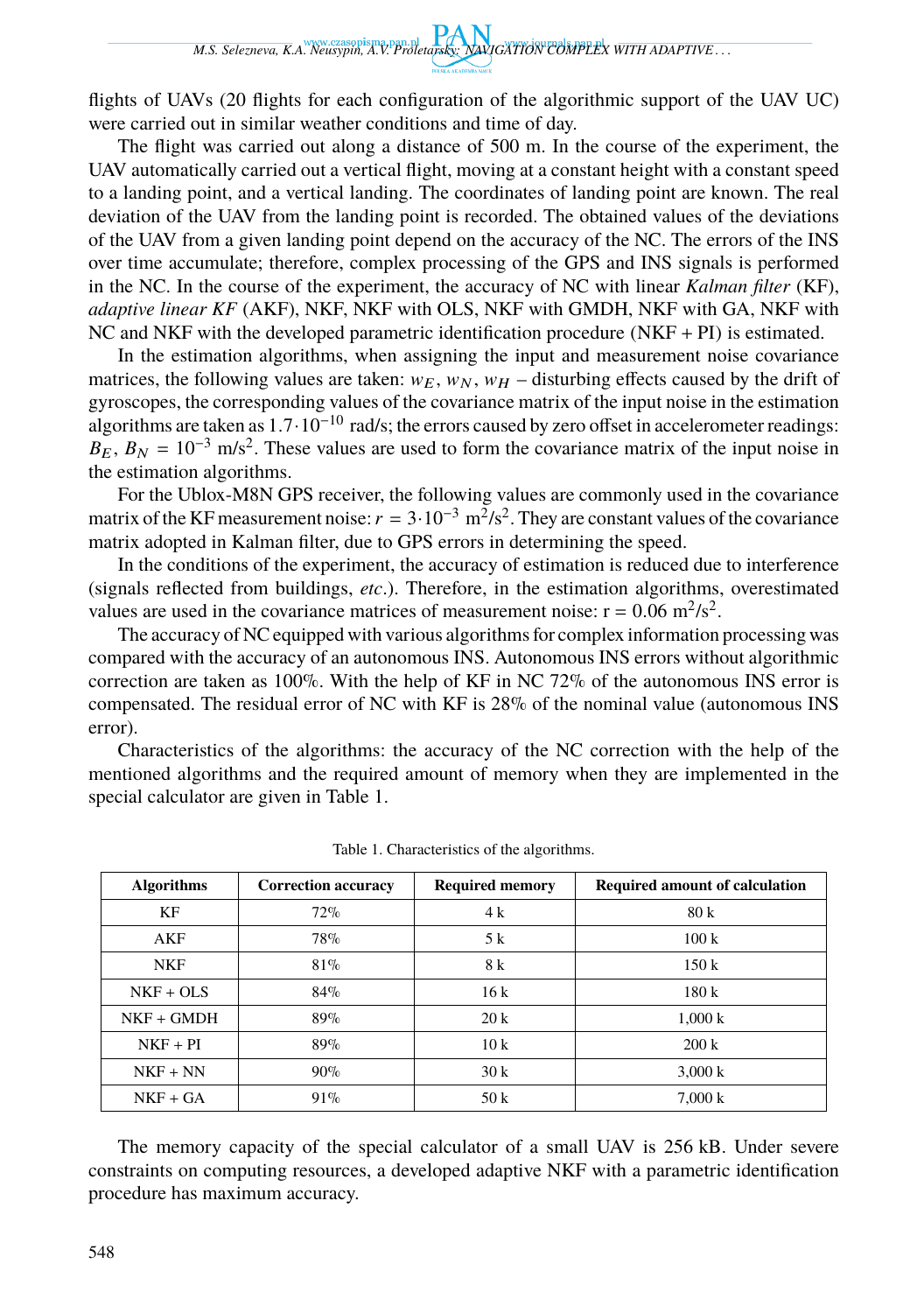flights of UAVs (20 flights for each configuration of the algorithmic support of the UAV UC) were carried out in similar weather conditions and time of day.

The flight was carried out along a distance of 500 m. In the course of the experiment, the UAV automatically carried out a vertical flight, moving at a constant height with a constant speed to a landing point, and a vertical landing. The coordinates of landing point are known. The real deviation of the UAV from the landing point is recorded. The obtained values of the deviations of the UAV from a given landing point depend on the accuracy of the NC. The errors of the INS over time accumulate; therefore, complex processing of the GPS and INS signals is performed in the NC. In the course of the experiment, the accuracy of NC with linear *Kalman filter* (KF), *adaptive linear KF* (AKF), NKF, NKF with OLS, NKF with GMDH, NKF with GA, NKF with NC and NKF with the developed parametric identification procedure (NKF + PI) is estimated.

In the estimation algorithms, when assigning the input and measurement noise covariance matrices, the following values are taken: $w_E$, $w_N$, $w_H$ – disturbing effects caused by the drift of gyroscopes, the corresponding values of the covariance matrix of the input noise in the estimation algorithms are taken as $1.7 \cdot 10^{-10}$ rad/s; the errors caused by zero offset in accelerometer readings: $B_E$, $B_N$ = $10^{-3}$ m/s$^2$. These values are used to form the covariance matrix of the input noise in the estimation algorithms.

For the Ublox-M8N GPS receiver, the following values are commonly used in the covariance matrix of the KF measurement noise: $r = 3 \cdot 10^{-3}$ m$^2$/s$^2$. They are constant values of the covariance matrix adopted in Kalman filter, due to GPS errors in determining the speed.

In the conditions of the experiment, the accuracy of estimation is reduced due to interference (signals reflected from buildings, *etc*.). Therefore, in the estimation algorithms, overestimated values are used in the covariance matrices of measurement noise: r = 0.06 m$^2$/s$^2$.

The accuracy of NC equipped with various algorithms for complex information processing was compared with the accuracy of an autonomous INS. Autonomous INS errors without algorithmic correction are taken as 100%. With the help of KF in NC 72% of the autonomous INS error is compensated. The residual error of NC with KF is 28% of the nominal value (autonomous INS error).

Characteristics of the algorithms: the accuracy of the NC correction with the help of the mentioned algorithms and the required amount of memory when they are implemented in the special calculator are given in Table 1.

Table 1. Characteristics of the algorithms.

| **Algorithms** | **Correction accuracy** | **Required memory** | **Required amount of calculation** |
|---|---|---|---|
| KF | 72% | 4 k | 80 k |
| AKF | 78% | 5 k | 100 k |
| NKF | 81% | 8 k | 150 k |
| NKF + OLS | 84% | 16 k | 180 k |
| NKF + GMDH | 89% | 20 k | 1,000 k |
| NKF + PI | 89% | 10 k | 200 k |
| NKF + NN | 90% | 30 k | 3,000 k |
| NKF + GA | 91% | 50 k | 7,000 k |

The memory capacity of the special calculator of a small UAV is 256 kB. Under severe constraints on computing resources, a developed adaptive NKF with a parametric identification procedure has maximum accuracy.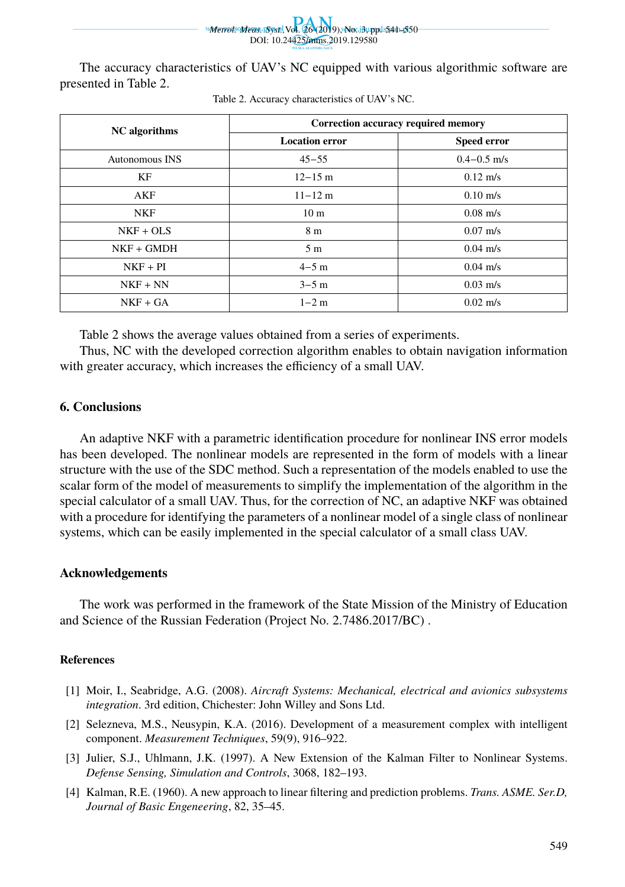The accuracy characteristics of UAV's NC equipped with various algorithmic software are presented in Table 2.

Table 2. Accuracy characteristics of UAV's NC.

| NC algorithms | Correction accuracy required memory | |
|---|---|---|
| | **Location error** | **Speed error** |
| Autonomous INS | 45–55 | 0.4–0.5 m/s |
| KF | 12–15 m | 0.12 m/s |
| AKF | 11–12 m | 0.10 m/s |
| NKF | 10 m | 0.08 m/s |
| NKF + OLS | 8 m | 0.07 m/s |
| NKF + GMDH | 5 m | 0.04 m/s |
| NKF + PI | 4–5 m | 0.04 m/s |
| NKF + NN | 3–5 m | 0.03 m/s |
| NKF + GA | 1–2 m | 0.02 m/s |

Table 2 shows the average values obtained from a series of experiments.

Thus, NC with the developed correction algorithm enables to obtain navigation information with greater accuracy, which increases the efficiency of a small UAV.

## 6. Conclusions

An adaptive NKF with a parametric identification procedure for nonlinear INS error models has been developed. The nonlinear models are represented in the form of models with a linear structure with the use of the SDC method. Such a representation of the models enabled to use the scalar form of the model of measurements to simplify the implementation of the algorithm in the special calculator of a small UAV. Thus, for the correction of NC, an adaptive NKF was obtained with a procedure for identifying the parameters of a nonlinear model of a single class of nonlinear systems, which can be easily implemented in the special calculator of a small class UAV.

## Acknowledgements

The work was performed in the framework of the State Mission of the Ministry of Education and Science of the Russian Federation (Project No. 2.7486.2017/BC) .

## References

[1] Moir, I., Seabridge, A.G. (2008). *Aircraft Systems: Mechanical, electrical and avionics subsystems integration*. 3rd edition, Chichester: John Willey and Sons Ltd.

[2] Selezneva, M.S., Neusypin, K.A. (2016). Development of a measurement complex with intelligent component. *Measurement Techniques*, 59(9), 916–922.

[3] Julier, S.J., Uhlmann, J.K. (1997). A New Extension of the Kalman Filter to Nonlinear Systems. *Defense Sensing, Simulation and Controls*, 3068, 182–193.

[4] Kalman, R.E. (1960). A new approach to linear filtering and prediction problems. *Trans. ASME. Ser.D, Journal of Basic Engeneering*, 82, 35–45.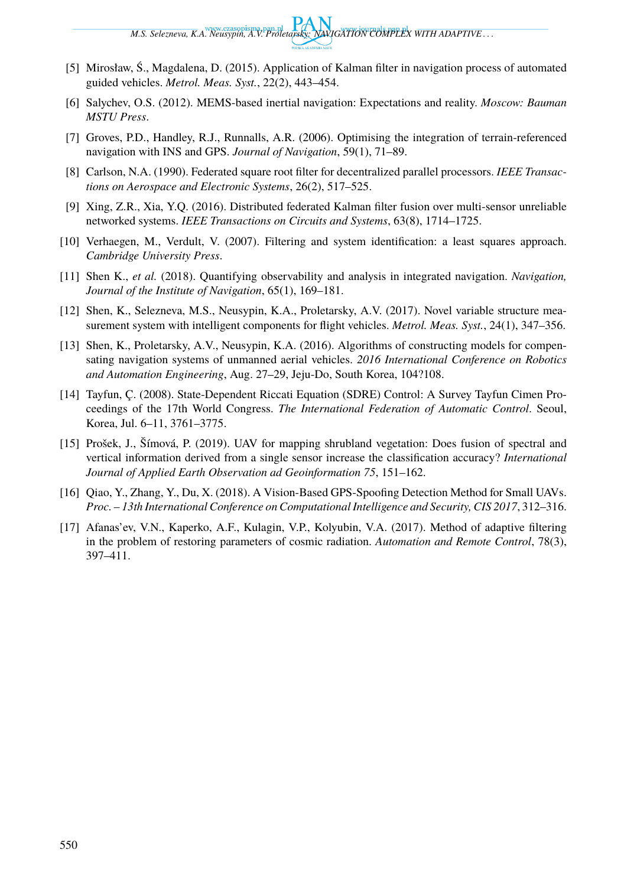[5] Mirosław, Ś., Magdalena, D. (2015). Application of Kalman filter in navigation process of automated guided vehicles. *Metrol. Meas. Syst.*, 22(2), 443–454.

[6] Salychev, O.S. (2012). MEMS-based inertial navigation: Expectations and reality. *Moscow: Bauman MSTU Press*.

[7] Groves, P.D., Handley, R.J., Runnalls, A.R. (2006). Optimising the integration of terrain-referenced navigation with INS and GPS. *Journal of Navigation*, 59(1), 71–89.

[8] Carlson, N.A. (1990). Federated square root filter for decentralized parallel processors. *IEEE Transactions on Aerospace and Electronic Systems*, 26(2), 517–525.

[9] Xing, Z.R., Xia, Y.Q. (2016). Distributed federated Kalman filter fusion over multi-sensor unreliable networked systems. *IEEE Transactions on Circuits and Systems*, 63(8), 1714–1725.

[10] Verhaegen, M., Verdult, V. (2007). Filtering and system identification: a least squares approach. *Cambridge University Press*.

[11] Shen K., *et al.* (2018). Quantifying observability and analysis in integrated navigation. *Navigation, Journal of the Institute of Navigation*, 65(1), 169–181.

[12] Shen, K., Selezneva, M.S., Neusypin, K.A., Proletarsky, A.V. (2017). Novel variable structure measurement system with intelligent components for flight vehicles. *Metrol. Meas. Syst.*, 24(1), 347–356.

[13] Shen, K., Proletarsky, A.V., Neusypin, K.A. (2016). Algorithms of constructing models for compensating navigation systems of unmanned aerial vehicles. *2016 International Conference on Robotics and Automation Engineering*, Aug. 27–29, Jeju-Do, South Korea, 104?108.

[14] Tayfun, Ç. (2008). State-Dependent Riccati Equation (SDRE) Control: A Survey Tayfun Cimen Proceedings of the 17th World Congress. *The International Federation of Automatic Control*. Seoul, Korea, Jul. 6–11, 3761–3775.

[15] Prošek, J., Šímová, P. (2019). UAV for mapping shrubland vegetation: Does fusion of spectral and vertical information derived from a single sensor increase the classification accuracy? *International Journal of Applied Earth Observation ad Geoinformation 75*, 151–162.

[16] Qiao, Y., Zhang, Y., Du, X. (2018). A Vision-Based GPS-Spoofing Detection Method for Small UAVs. *Proc. – 13th International Conference on Computational Intelligence and Security, CIS 2017*, 312–316.

[17] Afanas'ev, V.N., Kaperko, A.F., Kulagin, V.P., Kolyubin, V.A. (2017). Method of adaptive filtering in the problem of restoring parameters of cosmic radiation. *Automation and Remote Control*, 78(3), 397–411.